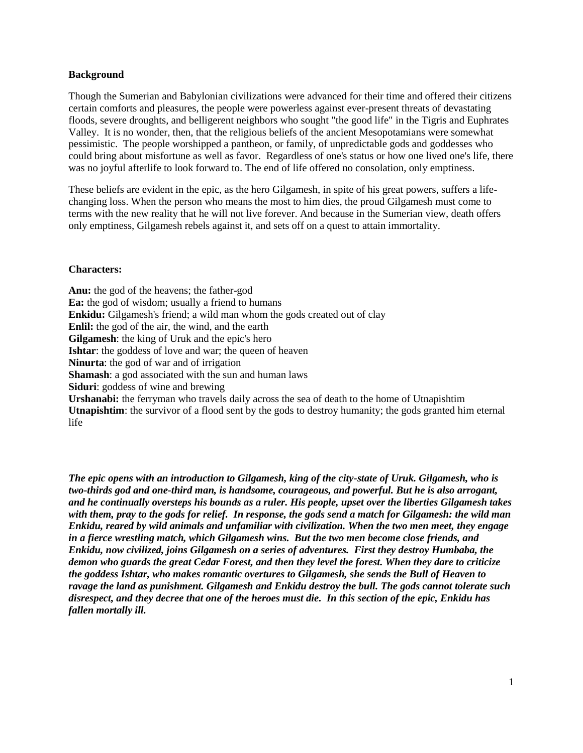**Background**

Though the Sumerian and Babylonian civilizations were advanced for their time and offered their citizens certain comforts and pleasures, the people were powerless against ever-present threats of devastating floods, severe droughts, and belligerent neighbors who sought "the good life" in the Tigris and Euphrates Valley. It is no wonder, then, that the religious beliefs of the ancient Mesopotamians were somewhat pessimistic. The people worshipped a pantheon, or family, of unpredictable gods and goddesses who could bring about misfortune as well as favor. Regardless of one's status or how one lived one's life, there was no joyful afterlife to look forward to. The end of life offered no consolation, only emptiness.

These beliefs are evident in the epic, as the hero Gilgamesh, in spite of his great powers, suffers a life-changing loss. When the person who means the most to him dies, the proud Gilgamesh must come to terms with the new reality that he will not live forever. And because in the Sumerian view, death offers only emptiness, Gilgamesh rebels against it, and sets off on a quest to attain immortality.

**Characters:**

**Anu:** the god of the heavens; the father-god
**Ea:** the god of wisdom; usually a friend to humans
**Enkidu:** Gilgamesh's friend; a wild man whom the gods created out of clay
**Enlil:** the god of the air, the wind, and the earth
**Gilgamesh**: the king of Uruk and the epic's hero
**Ishtar**: the goddess of love and war; the queen of heaven
**Ninurta**: the god of war and of irrigation
**Shamash**: a god associated with the sun and human laws
**Siduri**: goddess of wine and brewing
**Urshanabi:** the ferryman who travels daily across the sea of death to the home of Utnapishtim
**Utnapishtim**: the survivor of a flood sent by the gods to destroy humanity; the gods granted him eternal life

***The epic opens with an introduction to Gilgamesh, king of the city-state of Uruk. Gilgamesh, who is two-thirds god and one-third man, is handsome, courageous, and powerful. But he is also arrogant, and he continually oversteps his bounds as a ruler. His people, upset over the liberties Gilgamesh takes with them, pray to the gods for relief. In response, the gods send a match for Gilgamesh: the wild man Enkidu, reared by wild animals and unfamiliar with civilization. When the two men meet, they engage in a fierce wrestling match, which Gilgamesh wins. But the two men become close friends, and Enkidu, now civilized, joins Gilgamesh on a series of adventures. First they destroy Humbaba, the demon who guards the great Cedar Forest, and then they level the forest. When they dare to criticize the goddess Ishtar, who makes romantic overtures to Gilgamesh, she sends the Bull of Heaven to ravage the land as punishment. Gilgamesh and Enkidu destroy the bull. The gods cannot tolerate such disrespect, and they decree that one of the heroes must die. In this section of the epic, Enkidu has fallen mortally ill.***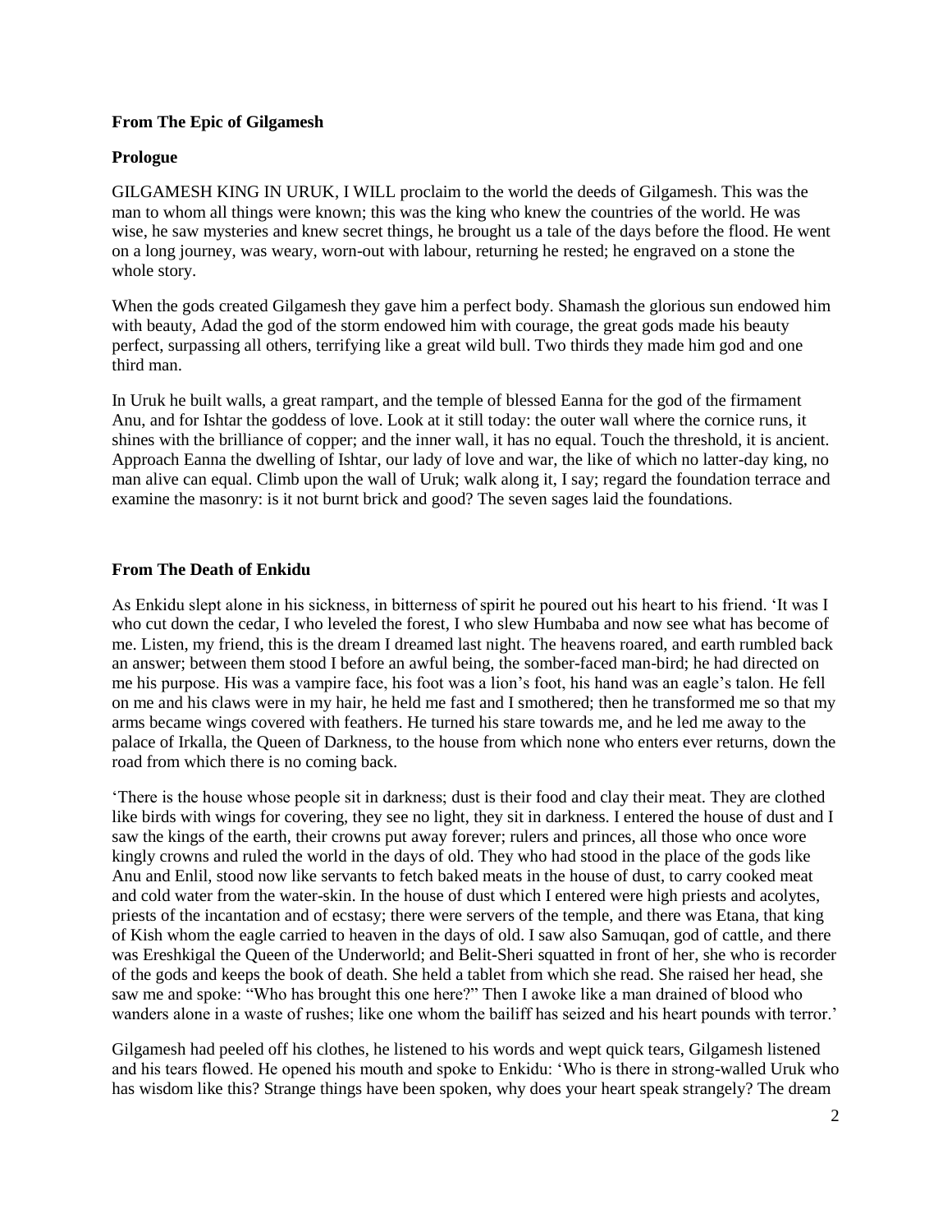**From The Epic of Gilgamesh**

**Prologue**

GILGAMESH KING IN URUK, I WILL proclaim to the world the deeds of Gilgamesh. This was the man to whom all things were known; this was the king who knew the countries of the world. He was wise, he saw mysteries and knew secret things, he brought us a tale of the days before the flood. He went on a long journey, was weary, worn-out with labour, returning he rested; he engraved on a stone the whole story.

When the gods created Gilgamesh they gave him a perfect body. Shamash the glorious sun endowed him with beauty, Adad the god of the storm endowed him with courage, the great gods made his beauty perfect, surpassing all others, terrifying like a great wild bull. Two thirds they made him god and one third man.

In Uruk he built walls, a great rampart, and the temple of blessed Eanna for the god of the firmament Anu, and for Ishtar the goddess of love. Look at it still today: the outer wall where the cornice runs, it shines with the brilliance of copper; and the inner wall, it has no equal. Touch the threshold, it is ancient. Approach Eanna the dwelling of Ishtar, our lady of love and war, the like of which no latter-day king, no man alive can equal. Climb upon the wall of Uruk; walk along it, I say; regard the foundation terrace and examine the masonry: is it not burnt brick and good? The seven sages laid the foundations.

**From The Death of Enkidu**

As Enkidu slept alone in his sickness, in bitterness of spirit he poured out his heart to his friend. 'It was I who cut down the cedar, I who leveled the forest, I who slew Humbaba and now see what has become of me. Listen, my friend, this is the dream I dreamed last night. The heavens roared, and earth rumbled back an answer; between them stood I before an awful being, the somber-faced man-bird; he had directed on me his purpose. His was a vampire face, his foot was a lion's foot, his hand was an eagle's talon. He fell on me and his claws were in my hair, he held me fast and I smothered; then he transformed me so that my arms became wings covered with feathers. He turned his stare towards me, and he led me away to the palace of Irkalla, the Queen of Darkness, to the house from which none who enters ever returns, down the road from which there is no coming back.

'There is the house whose people sit in darkness; dust is their food and clay their meat. They are clothed like birds with wings for covering, they see no light, they sit in darkness. I entered the house of dust and I saw the kings of the earth, their crowns put away forever; rulers and princes, all those who once wore kingly crowns and ruled the world in the days of old. They who had stood in the place of the gods like Anu and Enlil, stood now like servants to fetch baked meats in the house of dust, to carry cooked meat and cold water from the water-skin. In the house of dust which I entered were high priests and acolytes, priests of the incantation and of ecstasy; there were servers of the temple, and there was Etana, that king of Kish whom the eagle carried to heaven in the days of old. I saw also Samuqan, god of cattle, and there was Ereshkigal the Queen of the Underworld; and Belit-Sheri squatted in front of her, she who is recorder of the gods and keeps the book of death. She held a tablet from which she read. She raised her head, she saw me and spoke: "Who has brought this one here?" Then I awoke like a man drained of blood who wanders alone in a waste of rushes; like one whom the bailiff has seized and his heart pounds with terror.'

Gilgamesh had peeled off his clothes, he listened to his words and wept quick tears, Gilgamesh listened and his tears flowed. He opened his mouth and spoke to Enkidu: 'Who is there in strong-walled Uruk who has wisdom like this? Strange things have been spoken, why does your heart speak strangely? The dream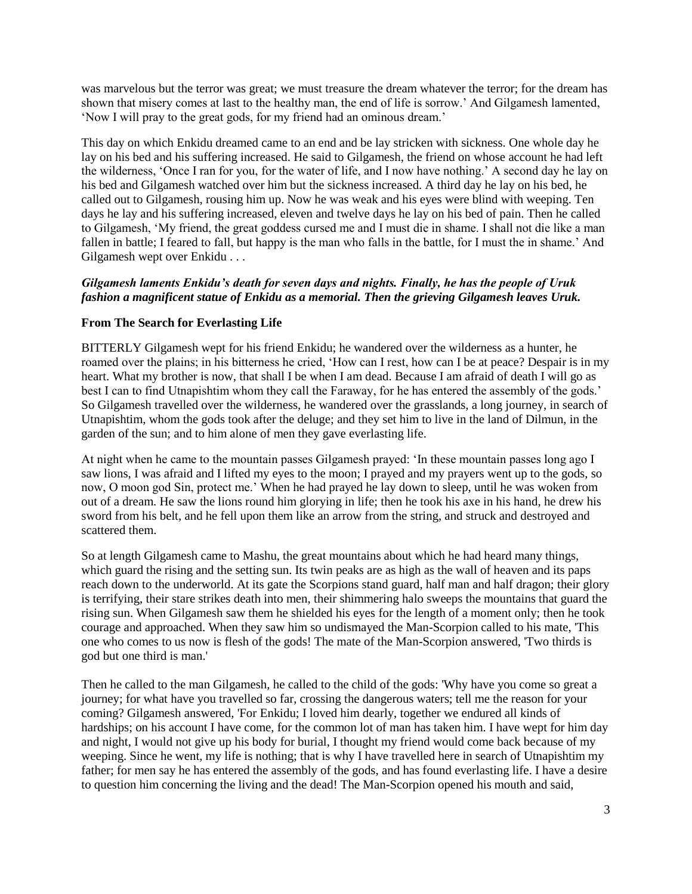was marvelous but the terror was great; we must treasure the dream whatever the terror; for the dream has shown that misery comes at last to the healthy man, the end of life is sorrow.' And Gilgamesh lamented, 'Now I will pray to the great gods, for my friend had an ominous dream.'

This day on which Enkidu dreamed came to an end and be lay stricken with sickness. One whole day he lay on his bed and his suffering increased. He said to Gilgamesh, the friend on whose account he had left the wilderness, 'Once I ran for you, for the water of life, and I now have nothing.' A second day he lay on his bed and Gilgamesh watched over him but the sickness increased. A third day he lay on his bed, he called out to Gilgamesh, rousing him up. Now he was weak and his eyes were blind with weeping. Ten days he lay and his suffering increased, eleven and twelve days he lay on his bed of pain. Then he called to Gilgamesh, 'My friend, the great goddess cursed me and I must die in shame. I shall not die like a man fallen in battle; I feared to fall, but happy is the man who falls in the battle, for I must the in shame.' And Gilgamesh wept over Enkidu . . .

***Gilgamesh laments Enkidu's death for seven days and nights. Finally, he has the people of Uruk fashion a magnificent statue of Enkidu as a memorial. Then the grieving Gilgamesh leaves Uruk.***

**From The Search for Everlasting Life**

BITTERLY Gilgamesh wept for his friend Enkidu; he wandered over the wilderness as a hunter, he roamed over the plains; in his bitterness he cried, 'How can I rest, how can I be at peace? Despair is in my heart. What my brother is now, that shall I be when I am dead. Because I am afraid of death I will go as best I can to find Utnapishtim whom they call the Faraway, for he has entered the assembly of the gods.' So Gilgamesh travelled over the wilderness, he wandered over the grasslands, a long journey, in search of Utnapishtim, whom the gods took after the deluge; and they set him to live in the land of Dilmun, in the garden of the sun; and to him alone of men they gave everlasting life.

At night when he came to the mountain passes Gilgamesh prayed: 'In these mountain passes long ago I saw lions, I was afraid and I lifted my eyes to the moon; I prayed and my prayers went up to the gods, so now, O moon god Sin, protect me.' When he had prayed he lay down to sleep, until he was woken from out of a dream. He saw the lions round him glorying in life; then he took his axe in his hand, he drew his sword from his belt, and he fell upon them like an arrow from the string, and struck and destroyed and scattered them.

So at length Gilgamesh came to Mashu, the great mountains about which he had heard many things, which guard the rising and the setting sun. Its twin peaks are as high as the wall of heaven and its paps reach down to the underworld. At its gate the Scorpions stand guard, half man and half dragon; their glory is terrifying, their stare strikes death into men, their shimmering halo sweeps the mountains that guard the rising sun. When Gilgamesh saw them he shielded his eyes for the length of a moment only; then he took courage and approached. When they saw him so undismayed the Man-Scorpion called to his mate, 'This one who comes to us now is flesh of the gods! The mate of the Man-Scorpion answered, 'Two thirds is god but one third is man.'

Then he called to the man Gilgamesh, he called to the child of the gods: 'Why have you come so great a journey; for what have you travelled so far, crossing the dangerous waters; tell me the reason for your coming? Gilgamesh answered, 'For Enkidu; I loved him dearly, together we endured all kinds of hardships; on his account I have come, for the common lot of man has taken him. I have wept for him day and night, I would not give up his body for burial, I thought my friend would come back because of my weeping. Since he went, my life is nothing; that is why I have travelled here in search of Utnapishtim my father; for men say he has entered the assembly of the gods, and has found everlasting life. I have a desire to question him concerning the living and the dead! The Man-Scorpion opened his mouth and said,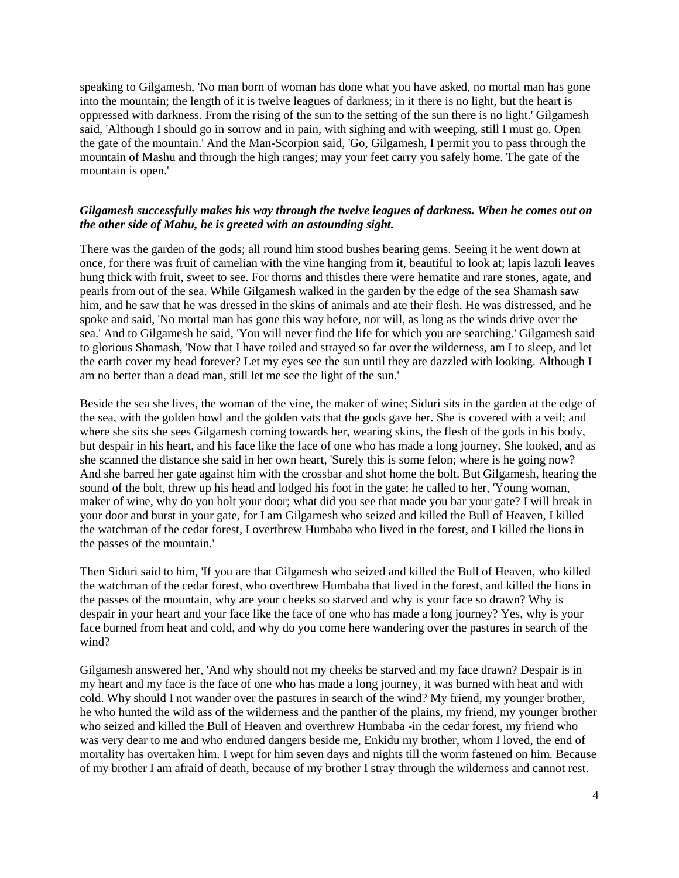speaking to Gilgamesh, 'No man born of woman has done what you have asked, no mortal man has gone into the mountain; the length of it is twelve leagues of darkness; in it there is no light, but the heart is oppressed with darkness. From the rising of the sun to the setting of the sun there is no light.' Gilgamesh said, 'Although I should go in sorrow and in pain, with sighing and with weeping, still I must go. Open the gate of the mountain.' And the Man-Scorpion said, 'Go, Gilgamesh, I permit you to pass through the mountain of Mashu and through the high ranges; may your feet carry you safely home. The gate of the mountain is open.'

***Gilgamesh successfully makes his way through the twelve leagues of darkness. When he comes out on the other side of Mahu, he is greeted with an astounding sight.***

There was the garden of the gods; all round him stood bushes bearing gems. Seeing it he went down at once, for there was fruit of carnelian with the vine hanging from it, beautiful to look at; lapis lazuli leaves hung thick with fruit, sweet to see. For thorns and thistles there were hematite and rare stones, agate, and pearls from out of the sea. While Gilgamesh walked in the garden by the edge of the sea Shamash saw him, and he saw that he was dressed in the skins of animals and ate their flesh. He was distressed, and he spoke and said, 'No mortal man has gone this way before, nor will, as long as the winds drive over the sea.' And to Gilgamesh he said, 'You will never find the life for which you are searching.' Gilgamesh said to glorious Shamash, 'Now that I have toiled and strayed so far over the wilderness, am I to sleep, and let the earth cover my head forever? Let my eyes see the sun until they are dazzled with looking. Although I am no better than a dead man, still let me see the light of the sun.'

Beside the sea she lives, the woman of the vine, the maker of wine; Siduri sits in the garden at the edge of the sea, with the golden bowl and the golden vats that the gods gave her. She is covered with a veil; and where she sits she sees Gilgamesh coming towards her, wearing skins, the flesh of the gods in his body, but despair in his heart, and his face like the face of one who has made a long journey. She looked, and as she scanned the distance she said in her own heart, 'Surely this is some felon; where is he going now? And she barred her gate against him with the crossbar and shot home the bolt. But Gilgamesh, hearing the sound of the bolt, threw up his head and lodged his foot in the gate; he called to her, 'Young woman, maker of wine, why do you bolt your door; what did you see that made you bar your gate? I will break in your door and burst in your gate, for I am Gilgamesh who seized and killed the Bull of Heaven, I killed the watchman of the cedar forest, I overthrew Humbaba who lived in the forest, and I killed the lions in the passes of the mountain.'

Then Siduri said to him, 'If you are that Gilgamesh who seized and killed the Bull of Heaven, who killed the watchman of the cedar forest, who overthrew Humbaba that lived in the forest, and killed the lions in the passes of the mountain, why are your cheeks so starved and why is your face so drawn? Why is despair in your heart and your face like the face of one who has made a long journey? Yes, why is your face burned from heat and cold, and why do you come here wandering over the pastures in search of the wind?

Gilgamesh answered her, 'And why should not my cheeks be starved and my face drawn? Despair is in my heart and my face is the face of one who has made a long journey, it was burned with heat and with cold. Why should I not wander over the pastures in search of the wind? My friend, my younger brother, he who hunted the wild ass of the wilderness and the panther of the plains, my friend, my younger brother who seized and killed the Bull of Heaven and overthrew Humbaba -in the cedar forest, my friend who was very dear to me and who endured dangers beside me, Enkidu my brother, whom I loved, the end of mortality has overtaken him. I wept for him seven days and nights till the worm fastened on him. Because of my brother I am afraid of death, because of my brother I stray through the wilderness and cannot rest.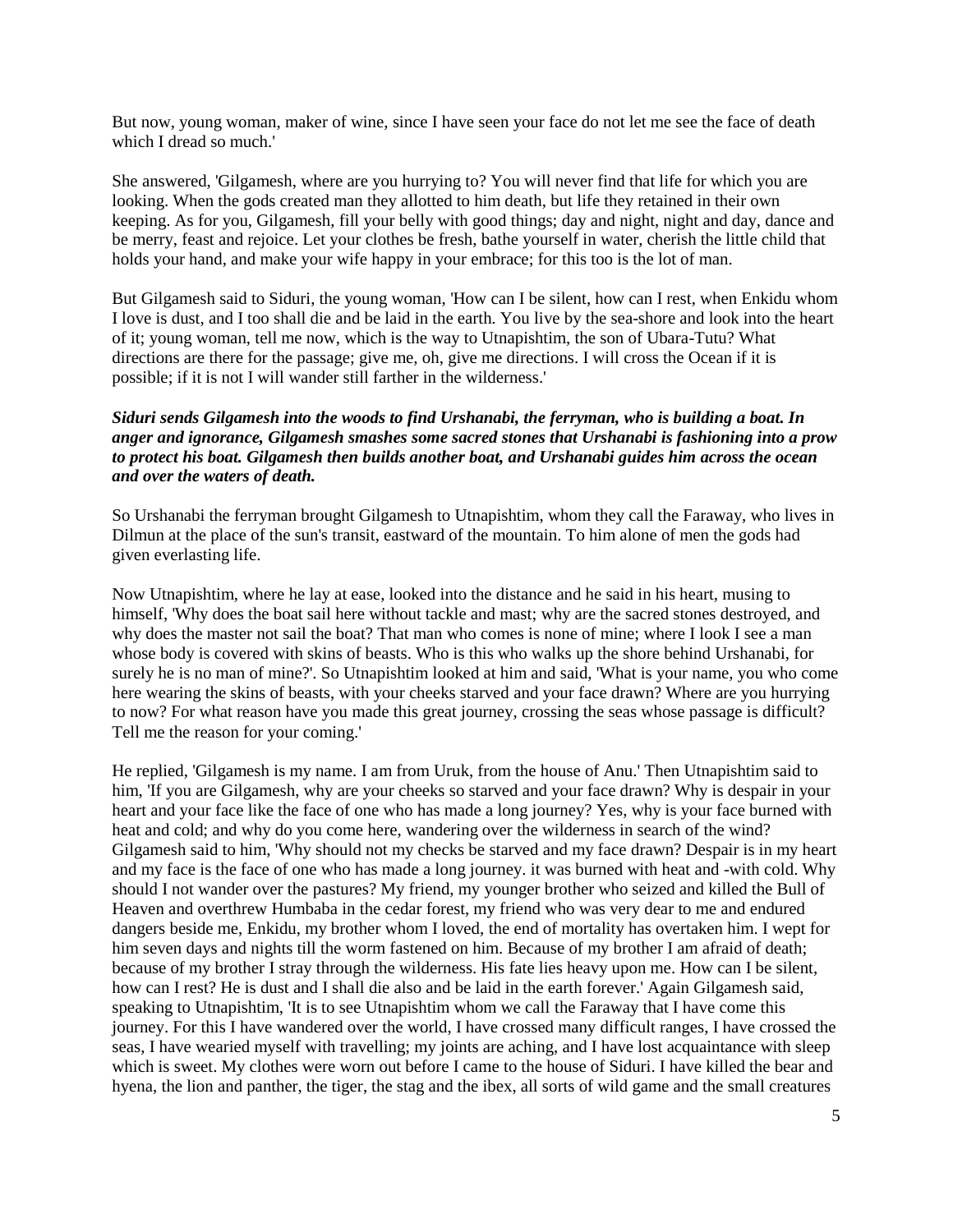But now, young woman, maker of wine, since I have seen your face do not let me see the face of death which I dread so much.'

She answered, 'Gilgamesh, where are you hurrying to? You will never find that life for which you are looking. When the gods created man they allotted to him death, but life they retained in their own keeping. As for you, Gilgamesh, fill your belly with good things; day and night, night and day, dance and be merry, feast and rejoice. Let your clothes be fresh, bathe yourself in water, cherish the little child that holds your hand, and make your wife happy in your embrace; for this too is the lot of man.

But Gilgamesh said to Siduri, the young woman, 'How can I be silent, how can I rest, when Enkidu whom I love is dust, and I too shall die and be laid in the earth. You live by the sea-shore and look into the heart of it; young woman, tell me now, which is the way to Utnapishtim, the son of Ubara-Tutu? What directions are there for the passage; give me, oh, give me directions. I will cross the Ocean if it is possible; if it is not I will wander still farther in the wilderness.'

***Siduri sends Gilgamesh into the woods to find Urshanabi, the ferryman, who is building a boat. In anger and ignorance, Gilgamesh smashes some sacred stones that Urshanabi is fashioning into a prow to protect his boat. Gilgamesh then builds another boat, and Urshanabi guides him across the ocean and over the waters of death.***

So Urshanabi the ferryman brought Gilgamesh to Utnapishtim, whom they call the Faraway, who lives in Dilmun at the place of the sun's transit, eastward of the mountain. To him alone of men the gods had given everlasting life.

Now Utnapishtim, where he lay at ease, looked into the distance and he said in his heart, musing to himself, 'Why does the boat sail here without tackle and mast; why are the sacred stones destroyed, and why does the master not sail the boat? That man who comes is none of mine; where I look I see a man whose body is covered with skins of beasts. Who is this who walks up the shore behind Urshanabi, for surely he is no man of mine?'. So Utnapishtim looked at him and said, 'What is your name, you who come here wearing the skins of beasts, with your cheeks starved and your face drawn? Where are you hurrying to now? For what reason have you made this great journey, crossing the seas whose passage is difficult? Tell me the reason for your coming.'

He replied, 'Gilgamesh is my name. I am from Uruk, from the house of Anu.' Then Utnapishtim said to him, 'If you are Gilgamesh, why are your cheeks so starved and your face drawn? Why is despair in your heart and your face like the face of one who has made a long journey? Yes, why is your face burned with heat and cold; and why do you come here, wandering over the wilderness in search of the wind? Gilgamesh said to him, 'Why should not my checks be starved and my face drawn? Despair is in my heart and my face is the face of one who has made a long journey. it was burned with heat and -with cold. Why should I not wander over the pastures? My friend, my younger brother who seized and killed the Bull of Heaven and overthrew Humbaba in the cedar forest, my friend who was very dear to me and endured dangers beside me, Enkidu, my brother whom I loved, the end of mortality has overtaken him. I wept for him seven days and nights till the worm fastened on him. Because of my brother I am afraid of death; because of my brother I stray through the wilderness. His fate lies heavy upon me. How can I be silent, how can I rest? He is dust and I shall die also and be laid in the earth forever.' Again Gilgamesh said, speaking to Utnapishtim, 'It is to see Utnapishtim whom we call the Faraway that I have come this journey. For this I have wandered over the world, I have crossed many difficult ranges, I have crossed the seas, I have wearied myself with travelling; my joints are aching, and I have lost acquaintance with sleep which is sweet. My clothes were worn out before I came to the house of Siduri. I have killed the bear and hyena, the lion and panther, the tiger, the stag and the ibex, all sorts of wild game and the small creatures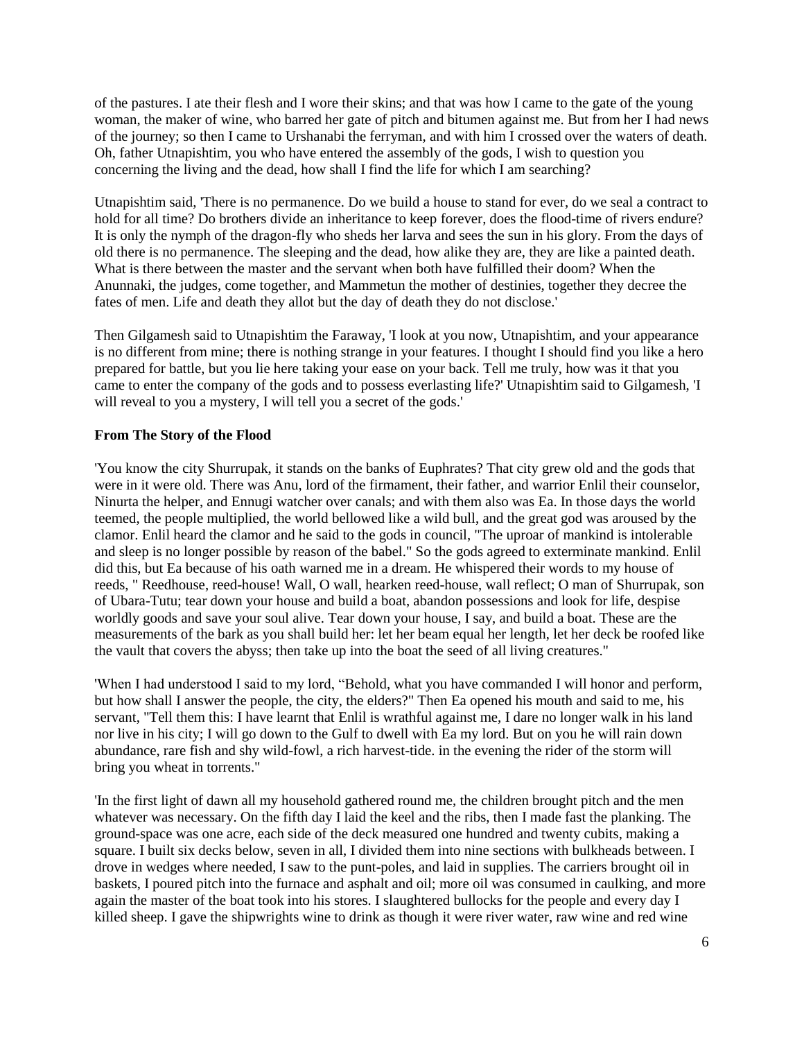of the pastures. I ate their flesh and I wore their skins; and that was how I came to the gate of the young woman, the maker of wine, who barred her gate of pitch and bitumen against me. But from her I had news of the journey; so then I came to Urshanabi the ferryman, and with him I crossed over the waters of death. Oh, father Utnapishtim, you who have entered the assembly of the gods, I wish to question you concerning the living and the dead, how shall I find the life for which I am searching?

Utnapishtim said, 'There is no permanence. Do we build a house to stand for ever, do we seal a contract to hold for all time? Do brothers divide an inheritance to keep forever, does the flood-time of rivers endure? It is only the nymph of the dragon-fly who sheds her larva and sees the sun in his glory. From the days of old there is no permanence. The sleeping and the dead, how alike they are, they are like a painted death. What is there between the master and the servant when both have fulfilled their doom? When the Anunnaki, the judges, come together, and Mammetun the mother of destinies, together they decree the fates of men. Life and death they allot but the day of death they do not disclose.'

Then Gilgamesh said to Utnapishtim the Faraway, 'I look at you now, Utnapishtim, and your appearance is no different from mine; there is nothing strange in your features. I thought I should find you like a hero prepared for battle, but you lie here taking your ease on your back. Tell me truly, how was it that you came to enter the company of the gods and to possess everlasting life?' Utnapishtim said to Gilgamesh, 'I will reveal to you a mystery, I will tell you a secret of the gods.'

**From The Story of the Flood**

'You know the city Shurrupak, it stands on the banks of Euphrates? That city grew old and the gods that were in it were old. There was Anu, lord of the firmament, their father, and warrior Enlil their counselor, Ninurta the helper, and Ennugi watcher over canals; and with them also was Ea. In those days the world teemed, the people multiplied, the world bellowed like a wild bull, and the great god was aroused by the clamor. Enlil heard the clamor and he said to the gods in council, "The uproar of mankind is intolerable and sleep is no longer possible by reason of the babel." So the gods agreed to exterminate mankind. Enlil did this, but Ea because of his oath warned me in a dream. He whispered their words to my house of reeds, " Reedhouse, reed-house! Wall, O wall, hearken reed-house, wall reflect; O man of Shurrupak, son of Ubara-Tutu; tear down your house and build a boat, abandon possessions and look for life, despise worldly goods and save your soul alive. Tear down your house, I say, and build a boat. These are the measurements of the bark as you shall build her: let her beam equal her length, let her deck be roofed like the vault that covers the abyss; then take up into the boat the seed of all living creatures."

'When I had understood I said to my lord, "Behold, what you have commanded I will honor and perform, but how shall I answer the people, the city, the elders?" Then Ea opened his mouth and said to me, his servant, "Tell them this: I have learnt that Enlil is wrathful against me, I dare no longer walk in his land nor live in his city; I will go down to the Gulf to dwell with Ea my lord. But on you he will rain down abundance, rare fish and shy wild-fowl, a rich harvest-tide. in the evening the rider of the storm will bring you wheat in torrents."

'In the first light of dawn all my household gathered round me, the children brought pitch and the men whatever was necessary. On the fifth day I laid the keel and the ribs, then I made fast the planking. The ground-space was one acre, each side of the deck measured one hundred and twenty cubits, making a square. I built six decks below, seven in all, I divided them into nine sections with bulkheads between. I drove in wedges where needed, I saw to the punt-poles, and laid in supplies. The carriers brought oil in baskets, I poured pitch into the furnace and asphalt and oil; more oil was consumed in caulking, and more again the master of the boat took into his stores. I slaughtered bullocks for the people and every day I killed sheep. I gave the shipwrights wine to drink as though it were river water, raw wine and red wine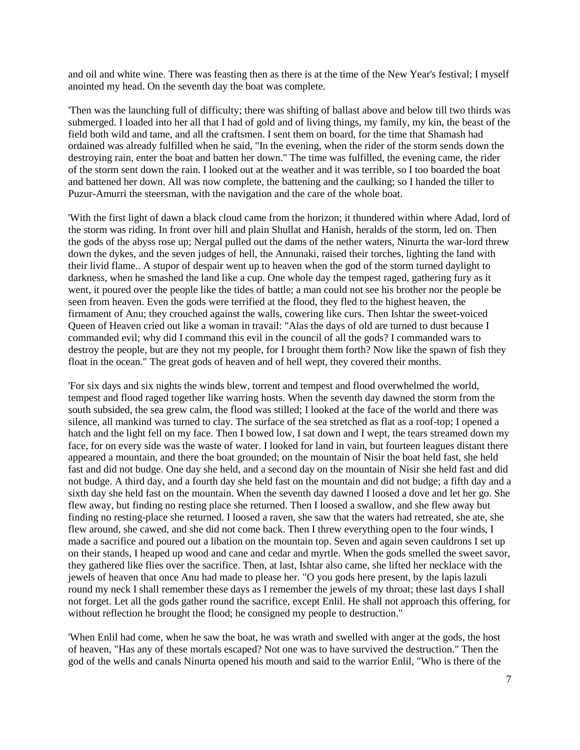and oil and white wine. There was feasting then as there is at the time of the New Year's festival; I myself anointed my head. On the seventh day the boat was complete.

'Then was the launching full of difficulty; there was shifting of ballast above and below till two thirds was submerged. I loaded into her all that I had of gold and of living things, my family, my kin, the beast of the field both wild and tame, and all the craftsmen. I sent them on board, for the time that Shamash had ordained was already fulfilled when he said, "In the evening, when the rider of the storm sends down the destroying rain, enter the boat and batten her down." The time was fulfilled, the evening came, the rider of the storm sent down the rain. I looked out at the weather and it was terrible, so I too boarded the boat and battened her down. All was now complete, the battening and the caulking; so I handed the tiller to Puzur-Amurri the steersman, with the navigation and the care of the whole boat.

'With the first light of dawn a black cloud came from the horizon; it thundered within where Adad, lord of the storm was riding. In front over hill and plain Shullat and Hanish, heralds of the storm, led on. Then the gods of the abyss rose up; Nergal pulled out the dams of the nether waters, Ninurta the war-lord threw down the dykes, and the seven judges of hell, the Annunaki, raised their torches, lighting the land with their livid flame.. A stupor of despair went up to heaven when the god of the storm turned daylight to darkness, when he smashed the land like a cup. One whole day the tempest raged, gathering fury as it went, it poured over the people like the tides of battle; a man could not see his brother nor the people be seen from heaven. Even the gods were terrified at the flood, they fled to the highest heaven, the firmament of Anu; they crouched against the walls, cowering like curs. Then Ishtar the sweet-voiced Queen of Heaven cried out like a woman in travail: "Alas the days of old are turned to dust because I commanded evil; why did I command this evil in the council of all the gods? I commanded wars to destroy the people, but are they not my people, for I brought them forth? Now like the spawn of fish they float in the ocean." The great gods of heaven and of hell wept, they covered their months.

'For six days and six nights the winds blew, torrent and tempest and flood overwhelmed the world, tempest and flood raged together like warring hosts. When the seventh day dawned the storm from the south subsided, the sea grew calm, the flood was stilled; I looked at the face of the world and there was silence, all mankind was turned to clay. The surface of the sea stretched as flat as a roof-top; I opened a hatch and the light fell on my face. Then I bowed low, I sat down and I wept, the tears streamed down my face, for on every side was the waste of water. I looked for land in vain, but fourteen leagues distant there appeared a mountain, and there the boat grounded; on the mountain of Nisir the boat held fast, she held fast and did not budge. One day she held, and a second day on the mountain of Nisir she held fast and did not budge. A third day, and a fourth day she held fast on the mountain and did not budge; a fifth day and a sixth day she held fast on the mountain. When the seventh day dawned I loosed a dove and let her go. She flew away, but finding no resting place she returned. Then I loosed a swallow, and she flew away but finding no resting-place she returned. I loosed a raven, she saw that the waters had retreated, she ate, she flew around, she cawed, and she did not come back. Then I threw everything open to the four winds, I made a sacrifice and poured out a libation on the mountain top. Seven and again seven cauldrons I set up on their stands, I heaped up wood and cane and cedar and myrtle. When the gods smelled the sweet savor, they gathered like flies over the sacrifice. Then, at last, Ishtar also came, she lifted her necklace with the jewels of heaven that once Anu had made to please her. "O you gods here present, by the lapis lazuli round my neck I shall remember these days as I remember the jewels of my throat; these last days I shall not forget. Let all the gods gather round the sacrifice, except Enlil. He shall not approach this offering, for without reflection he brought the flood; he consigned my people to destruction."

'When Enlil had come, when he saw the boat, he was wrath and swelled with anger at the gods, the host of heaven, "Has any of these mortals escaped? Not one was to have survived the destruction." Then the god of the wells and canals Ninurta opened his mouth and said to the warrior Enlil, "Who is there of the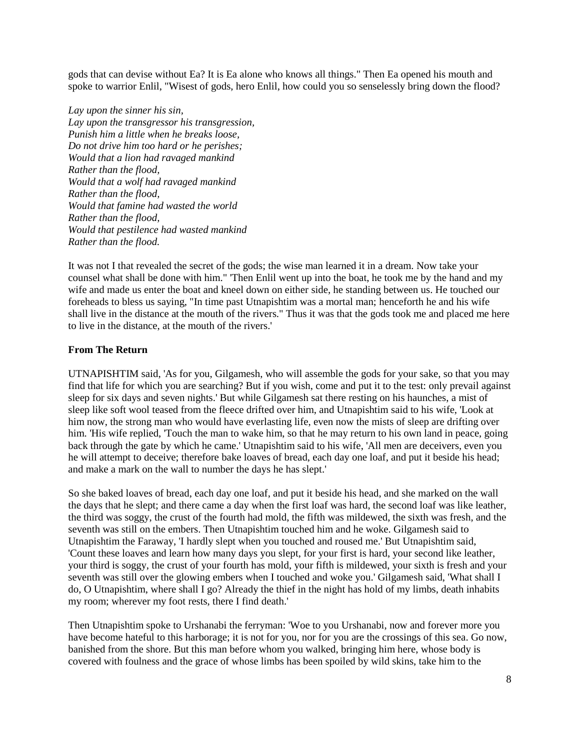gods that can devise without Ea? It is Ea alone who knows all things." Then Ea opened his mouth and spoke to warrior Enlil, "Wisest of gods, hero Enlil, how could you so senselessly bring down the flood?

*Lay upon the sinner his sin,*
*Lay upon the transgressor his transgression,*
*Punish him a little when he breaks loose,*
*Do not drive him too hard or he perishes;*
*Would that a lion had ravaged mankind*
*Rather than the flood,*
*Would that a wolf had ravaged mankind*
*Rather than the flood,*
*Would that famine had wasted the world*
*Rather than the flood,*
*Would that pestilence had wasted mankind*
*Rather than the flood.*

It was not I that revealed the secret of the gods; the wise man learned it in a dream. Now take your counsel what shall be done with him." 'Then Enlil went up into the boat, he took me by the hand and my wife and made us enter the boat and kneel down on either side, he standing between us. He touched our foreheads to bless us saying, "In time past Utnapishtim was a mortal man; henceforth he and his wife shall live in the distance at the mouth of the rivers." Thus it was that the gods took me and placed me here to live in the distance, at the mouth of the rivers.'

**From The Return**

UTNAPISHTIM said, 'As for you, Gilgamesh, who will assemble the gods for your sake, so that you may find that life for which you are searching? But if you wish, come and put it to the test: only prevail against sleep for six days and seven nights.' But while Gilgamesh sat there resting on his haunches, a mist of sleep like soft wool teased from the fleece drifted over him, and Utnapishtim said to his wife, 'Look at him now, the strong man who would have everlasting life, even now the mists of sleep are drifting over him. 'His wife replied, 'Touch the man to wake him, so that he may return to his own land in peace, going back through the gate by which he came.' Utnapishtim said to his wife, 'All men are deceivers, even you he will attempt to deceive; therefore bake loaves of bread, each day one loaf, and put it beside his head; and make a mark on the wall to number the days he has slept.'

So she baked loaves of bread, each day one loaf, and put it beside his head, and she marked on the wall the days that he slept; and there came a day when the first loaf was hard, the second loaf was like leather, the third was soggy, the crust of the fourth had mold, the fifth was mildewed, the sixth was fresh, and the seventh was still on the embers. Then Utnapishtim touched him and he woke. Gilgamesh said to Utnapishtim the Faraway, 'I hardly slept when you touched and roused me.' But Utnapishtim said, 'Count these loaves and learn how many days you slept, for your first is hard, your second like leather, your third is soggy, the crust of your fourth has mold, your fifth is mildewed, your sixth is fresh and your seventh was still over the glowing embers when I touched and woke you.' Gilgamesh said, 'What shall I do, O Utnapishtim, where shall I go? Already the thief in the night has hold of my limbs, death inhabits my room; wherever my foot rests, there I find death.'

Then Utnapishtim spoke to Urshanabi the ferryman: 'Woe to you Urshanabi, now and forever more you have become hateful to this harborage; it is not for you, nor for you are the crossings of this sea. Go now, banished from the shore. But this man before whom you walked, bringing him here, whose body is covered with foulness and the grace of whose limbs has been spoiled by wild skins, take him to the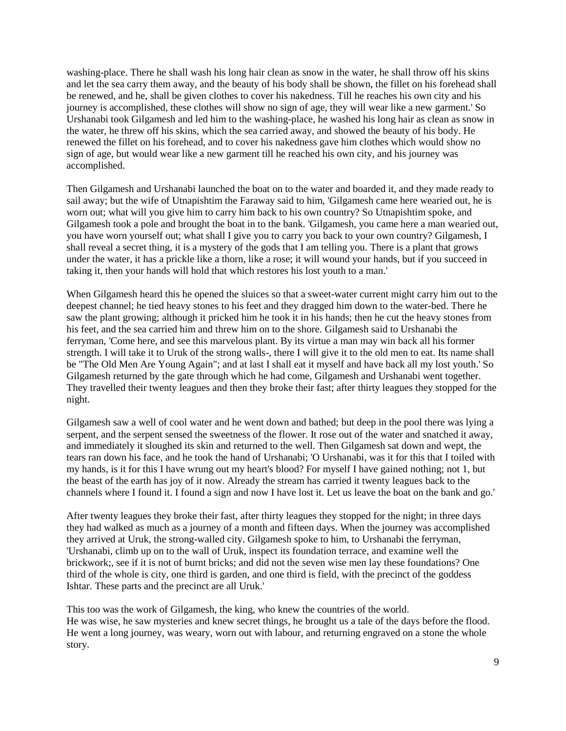washing-place. There he shall wash his long hair clean as snow in the water, he shall throw off his skins and let the sea carry them away, and the beauty of his body shall be shown, the fillet on his forehead shall be renewed, and he, shall be given clothes to cover his nakedness. Till he reaches his own city and his journey is accomplished, these clothes will show no sign of age, they will wear like a new garment.' So Urshanabi took Gilgamesh and led him to the washing-place, he washed his long hair as clean as snow in the water, he threw off his skins, which the sea carried away, and showed the beauty of his body. He renewed the fillet on his forehead, and to cover his nakedness gave him clothes which would show no sign of age, but would wear like a new garment till he reached his own city, and his journey was accomplished.

Then Gilgamesh and Urshanabi launched the boat on to the water and boarded it, and they made ready to sail away; but the wife of Utnapishtim the Faraway said to him, 'Gilgamesh came here wearied out, he is worn out; what will you give him to carry him back to his own country? So Utnapishtim spoke, and Gilgamesh took a pole and brought the boat in to the bank. 'Gilgamesh, you came here a man wearied out, you have worn yourself out; what shall I give you to carry you back to your own country? Gilgamesh, I shall reveal a secret thing, it is a mystery of the gods that I am telling you. There is a plant that grows under the water, it has a prickle like a thorn, like a rose; it will wound your hands, but if you succeed in taking it, then your hands will hold that which restores his lost youth to a man.'

When Gilgamesh heard this he opened the sluices so that a sweet-water current might carry him out to the deepest channel; he tied heavy stones to his feet and they dragged him down to the water-bed. There he saw the plant growing; although it pricked him he took it in his hands; then he cut the heavy stones from his feet, and the sea carried him and threw him on to the shore. Gilgamesh said to Urshanabi the ferryman, 'Come here, and see this marvelous plant. By its virtue a man may win back all his former strength. I will take it to Uruk of the strong walls-, there I will give it to the old men to eat. Its name shall be "The Old Men Are Young Again"; and at last I shall eat it myself and have back all my lost youth.' So Gilgamesh returned by the gate through which he had come, Gilgamesh and Urshanabi went together. They travelled their twenty leagues and then they broke their fast; after thirty leagues they stopped for the night.

Gilgamesh saw a well of cool water and he went down and bathed; but deep in the pool there was lying a serpent, and the serpent sensed the sweetness of the flower. It rose out of the water and snatched it away, and immediately it sloughed its skin and returned to the well. Then Gilgamesh sat down and wept, the tears ran down his face, and he took the hand of Urshanabi; 'O Urshanabi, was it for this that I toiled with my hands, is it for this I have wrung out my heart's blood? For myself I have gained nothing; not 1, but the beast of the earth has joy of it now. Already the stream has carried it twenty leagues back to the channels where I found it. I found a sign and now I have lost it. Let us leave the boat on the bank and go.'

After twenty leagues they broke their fast, after thirty leagues they stopped for the night; in three days they had walked as much as a journey of a month and fifteen days. When the journey was accomplished they arrived at Uruk, the strong-walled city. Gilgamesh spoke to him, to Urshanabi the ferryman, 'Urshanabi, climb up on to the wall of Uruk, inspect its foundation terrace, and examine well the brickwork;, see if it is not of burnt bricks; and did not the seven wise men lay these foundations? One third of the whole is city, one third is garden, and one third is field, with the precinct of the goddess Ishtar. These parts and the precinct are all Uruk.'

This too was the work of Gilgamesh, the king, who knew the countries of the world.
He was wise, he saw mysteries and knew secret things, he brought us a tale of the days before the flood. He went a long journey, was weary, worn out with labour, and returning engraved on a stone the whole story.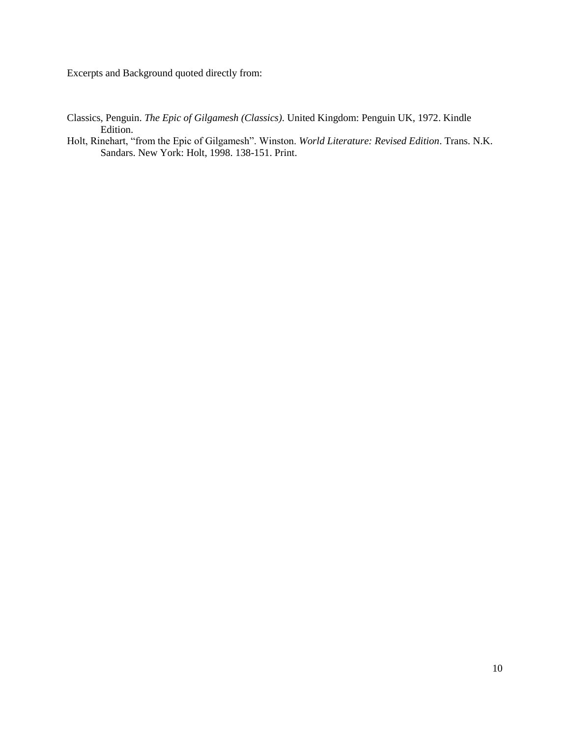Excerpts and Background quoted directly from:

Classics, Penguin. *The Epic of Gilgamesh (Classics)*. United Kingdom: Penguin UK, 1972. Kindle Edition.

Holt, Rinehart, "from the Epic of Gilgamesh". Winston. *World Literature: Revised Edition*. Trans. N.K. Sandars. New York: Holt, 1998. 138-151. Print.